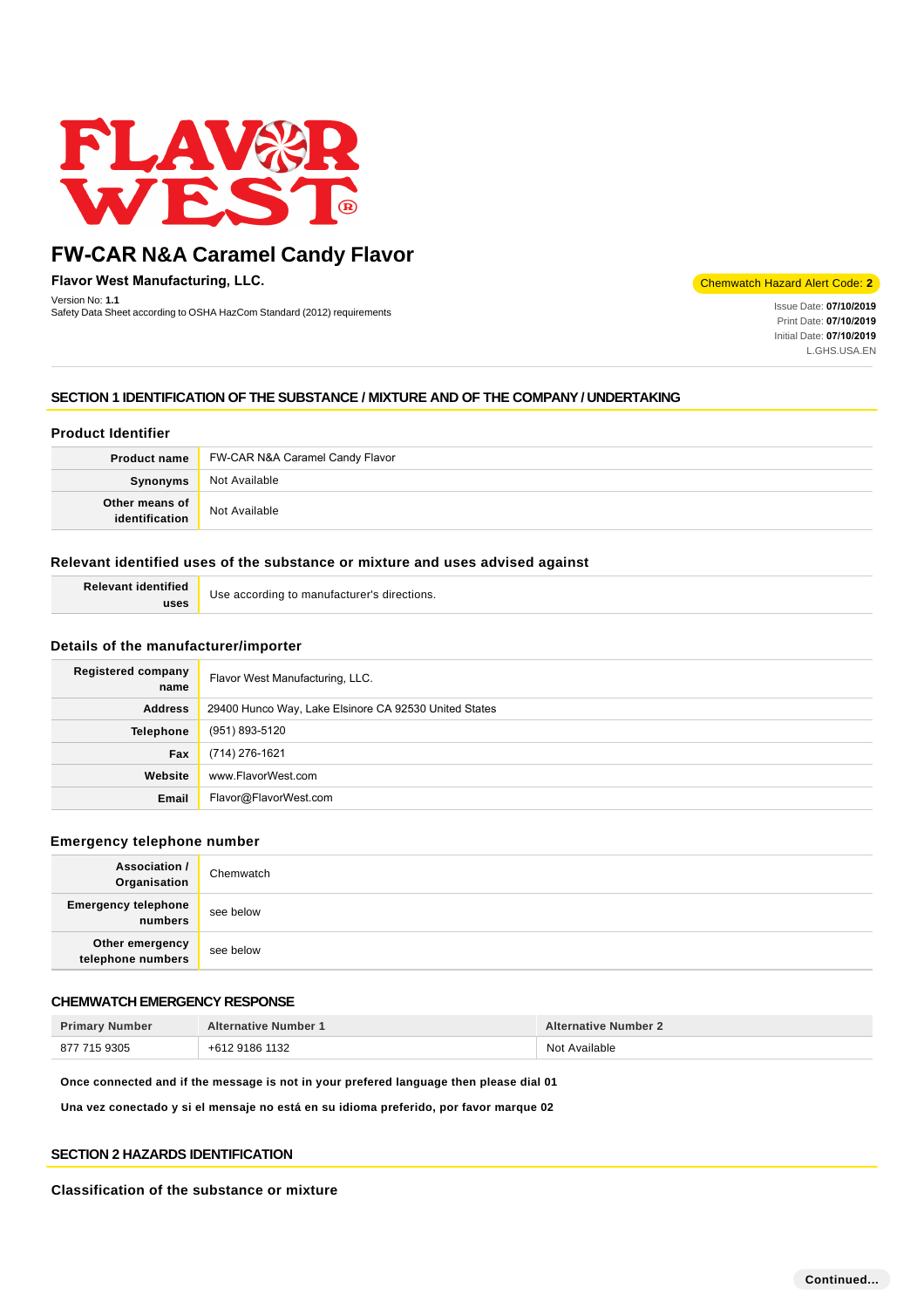# FW-CAR N&A Caramel Candy Flavor

**Flavor West Manufacturing, LLC.**

Version No: **1.1**
Safety Data Sheet according to OSHA HazCom Standard (2012) requirements

Chemwatch Hazard Alert Code: **2**

Issue Date: **07/10/2019**
Print Date: **07/10/2019**
Initial Date: **07/10/2019**
L.GHS.USA.EN

## SECTION 1 IDENTIFICATION OF THE SUBSTANCE / MIXTURE AND OF THE COMPANY / UNDERTAKING

### Product Identifier

| | |
|---|---|
| **Product name** | FW-CAR N&A Caramel Candy Flavor |
| **Synonyms** | Not Available |
| **Other means of identification** | Not Available |

### Relevant identified uses of the substance or mixture and uses advised against

| | |
|---|---|
| **Relevant identified uses** | Use according to manufacturer's directions. |

### Details of the manufacturer/importer

| | |
|---|---|
| **Registered company name** | Flavor West Manufacturing, LLC. |
| **Address** | 29400 Hunco Way, Lake Elsinore CA 92530 United States |
| **Telephone** | (951) 893-5120 |
| **Fax** | (714) 276-1621 |
| **Website** | www.FlavorWest.com |
| **Email** | Flavor@FlavorWest.com |

### Emergency telephone number

| | |
|---|---|
| **Association / Organisation** | Chemwatch |
| **Emergency telephone numbers** | see below |
| **Other emergency telephone numbers** | see below |

### CHEMWATCH EMERGENCY RESPONSE

| Primary Number | Alternative Number 1 | Alternative Number 2 |
|---|---|---|
| 877 715 9305 | +612 9186 1132 | Not Available |

**Once connected and if the message is not in your prefered language then please dial 01**

**Una vez conectado y si el mensaje no está en su idioma preferido, por favor marque 02**

## SECTION 2 HAZARDS IDENTIFICATION

### Classification of the substance or mixture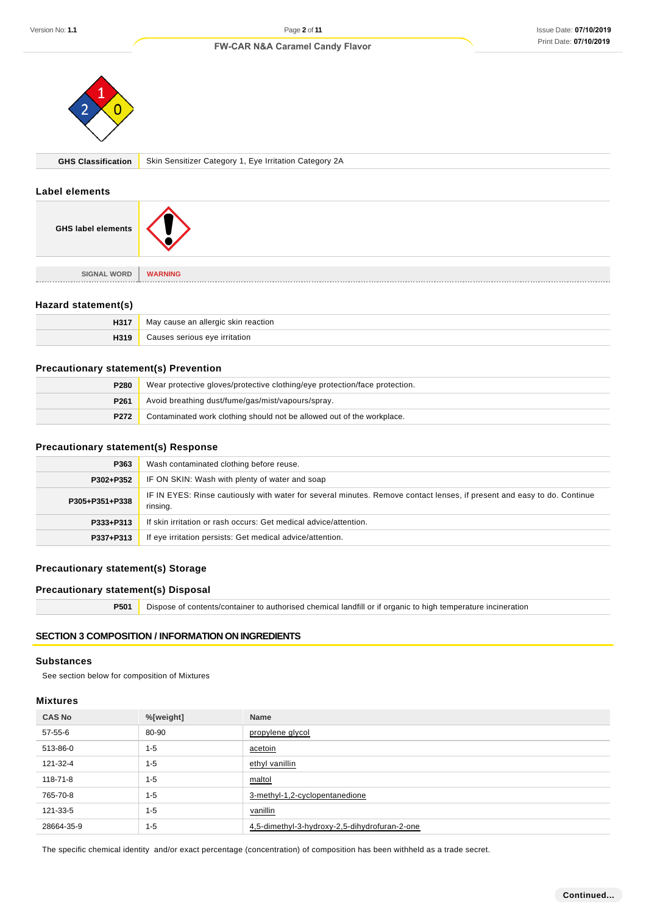| GHS Classification | Skin Sensitizer Category 1, Eye Irritation Category 2A |
|---|---|

## Label elements

| GHS label elements | |
|---|---|
| SIGNAL WORD | WARNING |

## Hazard statement(s)

| | |
|---|---|
| H317 | May cause an allergic skin reaction |
| H319 | Causes serious eye irritation |

## Precautionary statement(s) Prevention

| | |
|---|---|
| P280 | Wear protective gloves/protective clothing/eye protection/face protection. |
| P261 | Avoid breathing dust/fume/gas/mist/vapours/spray. |
| P272 | Contaminated work clothing should not be allowed out of the workplace. |

## Precautionary statement(s) Response

| | |
|---|---|
| P363 | Wash contaminated clothing before reuse. |
| P302+P352 | IF ON SKIN: Wash with plenty of water and soap |
| P305+P351+P338 | IF IN EYES: Rinse cautiously with water for several minutes. Remove contact lenses, if present and easy to do. Continue rinsing. |
| P333+P313 | If skin irritation or rash occurs: Get medical advice/attention. |
| P337+P313 | If eye irritation persists: Get medical advice/attention. |

## Precautionary statement(s) Storage

## Precautionary statement(s) Disposal

| | |
|---|---|
| P501 | Dispose of contents/container to authorised chemical landfill or if organic to high temperature incineration |

# SECTION 3 COMPOSITION / INFORMATION ON INGREDIENTS

## Substances

See section below for composition of Mixtures

## Mixtures

| CAS No | %[weight] | Name |
|---|---|---|
| 57-55-6 | 80-90 | propylene glycol |
| 513-86-0 | 1-5 | acetoin |
| 121-32-4 | 1-5 | ethyl vanillin |
| 118-71-8 | 1-5 | maltol |
| 765-70-8 | 1-5 | 3-methyl-1,2-cyclopentanedione |
| 121-33-5 | 1-5 | vanillin |
| 28664-35-9 | 1-5 | 4,5-dimethyl-3-hydroxy-2,5-dihydrofuran-2-one |

The specific chemical identity and/or exact percentage (concentration) of composition has been withheld as a trade secret.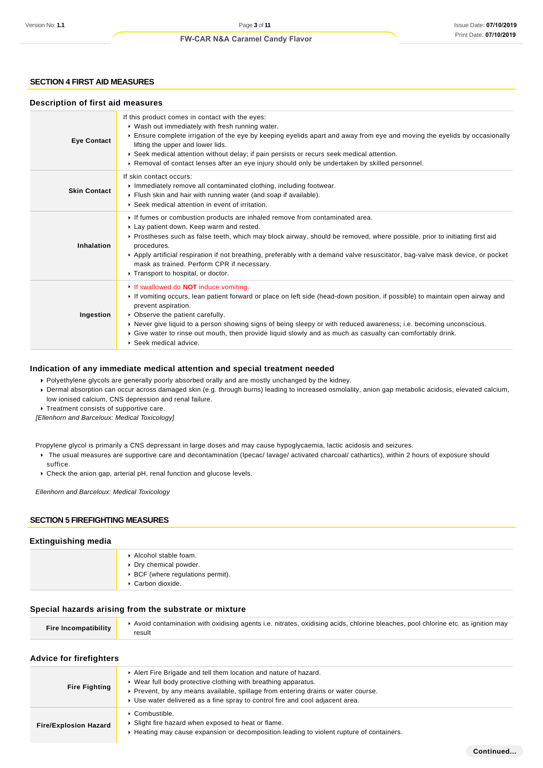## SECTION 4 FIRST AID MEASURES

### Description of first aid measures

| | |
|---|---|
| **Eye Contact** | If this product comes in contact with the eyes:<br>▸ Wash out immediately with fresh running water.<br>▸ Ensure complete irrigation of the eye by keeping eyelids apart and away from eye and moving the eyelids by occasionally lifting the upper and lower lids.<br>▸ Seek medical attention without delay; if pain persists or recurs seek medical attention.<br>▸ Removal of contact lenses after an eye injury should only be undertaken by skilled personnel. |
| **Skin Contact** | If skin contact occurs:<br>▸ Immediately remove all contaminated clothing, including footwear.<br>▸ Flush skin and hair with running water (and soap if available).<br>▸ Seek medical attention in event of irritation. |
| **Inhalation** | ▸ If fumes or combustion products are inhaled remove from contaminated area.<br>▸ Lay patient down. Keep warm and rested.<br>▸ Prostheses such as false teeth, which may block airway, should be removed, where possible, prior to initiating first aid procedures.<br>▸ Apply artificial respiration if not breathing, preferably with a demand valve resuscitator, bag-valve mask device, or pocket mask as trained. Perform CPR if necessary.<br>▸ Transport to hospital, or doctor. |
| **Ingestion** | ▸ If swallowed do **NOT** induce vomiting.<br>▸ If vomiting occurs, lean patient forward or place on left side (head-down position, if possible) to maintain open airway and prevent aspiration.<br>▸ Observe the patient carefully.<br>▸ Never give liquid to a person showing signs of being sleepy or with reduced awareness; i.e. becoming unconscious.<br>▸ Give water to rinse out mouth, then provide liquid slowly and as much as casualty can comfortably drink.<br>▸ Seek medical advice. |

### Indication of any immediate medical attention and special treatment needed

- Polyethylene glycols are generally poorly absorbed orally and are mostly unchanged by the kidney.
- Dermal absorption can occur across damaged skin (e.g. through burns) leading to increased osmolality, anion gap metabolic acidosis, elevated calcium, low ionised calcium, CNS depression and renal failure.
- Treatment consists of supportive care.

*[Ellenhorn and Barceloux: Medical Toxicology]*

Propylene glycol is primarily a CNS depressant in large doses and may cause hypoglycaemia, lactic acidosis and seizures.

- The usual measures are supportive care and decontamination (Ipecac/ lavage/ activated charcoal/ cathartics), within 2 hours of exposure should suffice.
- Check the anion gap, arterial pH, renal function and glucose levels.

*Ellenhorn and Barceloux: Medical Toxicology*

## SECTION 5 FIREFIGHTING MEASURES

### Extinguishing media

- Alcohol stable foam.
- Dry chemical powder.
- BCF (where regulations permit).
- Carbon dioxide.

### Special hazards arising from the substrate or mixture

| | |
|---|---|
| **Fire Incompatibility** | ▸ Avoid contamination with oxidising agents i.e. nitrates, oxidising acids, chlorine bleaches, pool chlorine etc. as ignition may result |

### Advice for firefighters

| | |
|---|---|
| **Fire Fighting** | ▸ Alert Fire Brigade and tell them location and nature of hazard.<br>▸ Wear full body protective clothing with breathing apparatus.<br>▸ Prevent, by any means available, spillage from entering drains or water course.<br>▸ Use water delivered as a fine spray to control fire and cool adjacent area. |
| **Fire/Explosion Hazard** | ▸ Combustible.<br>▸ Slight fire hazard when exposed to heat or flame.<br>▸ Heating may cause expansion or decomposition leading to violent rupture of containers. |

Continued...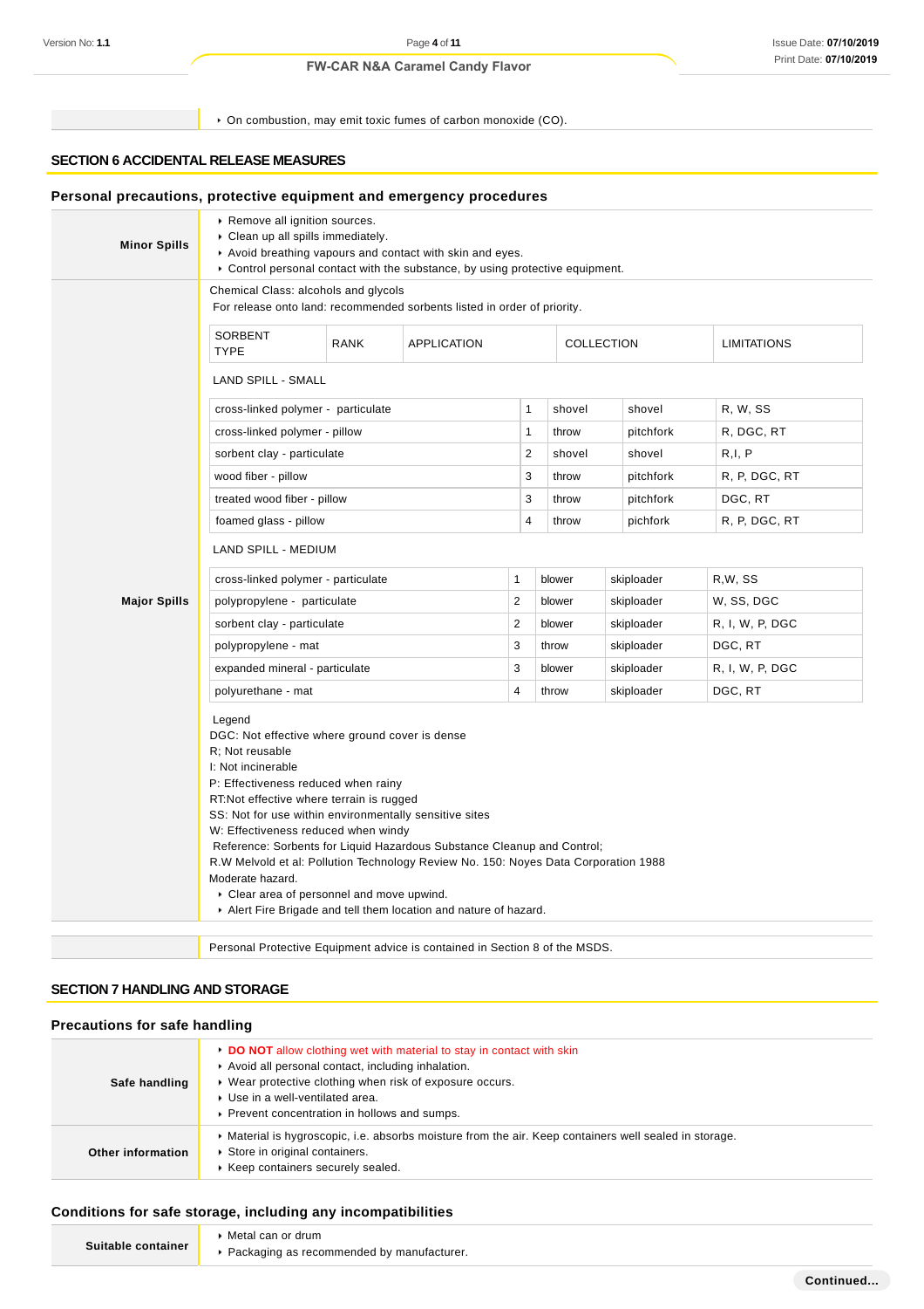- On combustion, may emit toxic fumes of carbon monoxide (CO).

## SECTION 6 ACCIDENTAL RELEASE MEASURES

### Personal precautions, protective equipment and emergency procedures

**Minor Spills**

- Remove all ignition sources.
- Clean up all spills immediately.
- Avoid breathing vapours and contact with skin and eyes.
- Control personal contact with the substance, by using protective equipment.

**Major Spills**

Chemical Class: alcohols and glycols
For release onto land: recommended sorbents listed in order of priority.

| SORBENT TYPE | RANK | APPLICATION | COLLECTION | LIMITATIONS |
|---|---|---|---|---|
| **LAND SPILL - SMALL** | | | | |
| cross-linked polymer - particulate | 1 | shovel | shovel | R, W, SS |
| cross-linked polymer - pillow | 1 | throw | pitchfork | R, DGC, RT |
| sorbent clay - particulate | 2 | shovel | shovel | R,I, P |
| wood fiber - pillow | 3 | throw | pitchfork | R, P, DGC, RT |
| treated wood fiber - pillow | 3 | throw | pitchfork | DGC, RT |
| foamed glass - pillow | 4 | throw | pichfork | R, P, DGC, RT |
| **LAND SPILL - MEDIUM** | | | | |
| cross-linked polymer - particulate | 1 | blower | skiploader | R,W, SS |
| polypropylene - particulate | 2 | blower | skiploader | W, SS, DGC |
| sorbent clay - particulate | 2 | blower | skiploader | R, I, W, P, DGC |
| polypropylene - mat | 3 | throw | skiploader | DGC, RT |
| expanded mineral - particulate | 3 | blower | skiploader | R, I, W, P, DGC |
| polyurethane - mat | 4 | throw | skiploader | DGC, RT |

Legend
DGC: Not effective where ground cover is dense
R; Not reusable
I: Not incinerable
P: Effectiveness reduced when rainy
RT:Not effective where terrain is rugged
SS: Not for use within environmentally sensitive sites
W: Effectiveness reduced when windy
Reference: Sorbents for Liquid Hazardous Substance Cleanup and Control;
R.W Melvold et al: Pollution Technology Review No. 150: Noyes Data Corporation 1988
Moderate hazard.

- Clear area of personnel and move upwind.
- Alert Fire Brigade and tell them location and nature of hazard.

Personal Protective Equipment advice is contained in Section 8 of the MSDS.

## SECTION 7 HANDLING AND STORAGE

### Precautions for safe handling

**Safe handling**

- **DO NOT** allow clothing wet with material to stay in contact with skin
- Avoid all personal contact, including inhalation.
- Wear protective clothing when risk of exposure occurs.
- Use in a well-ventilated area.
- Prevent concentration in hollows and sumps.

**Other information**

- Material is hygroscopic, i.e. absorbs moisture from the air. Keep containers well sealed in storage.
- Store in original containers.
- Keep containers securely sealed.

### Conditions for safe storage, including any incompatibilities

**Suitable container**

- Metal can or drum
- Packaging as recommended by manufacturer.

Continued...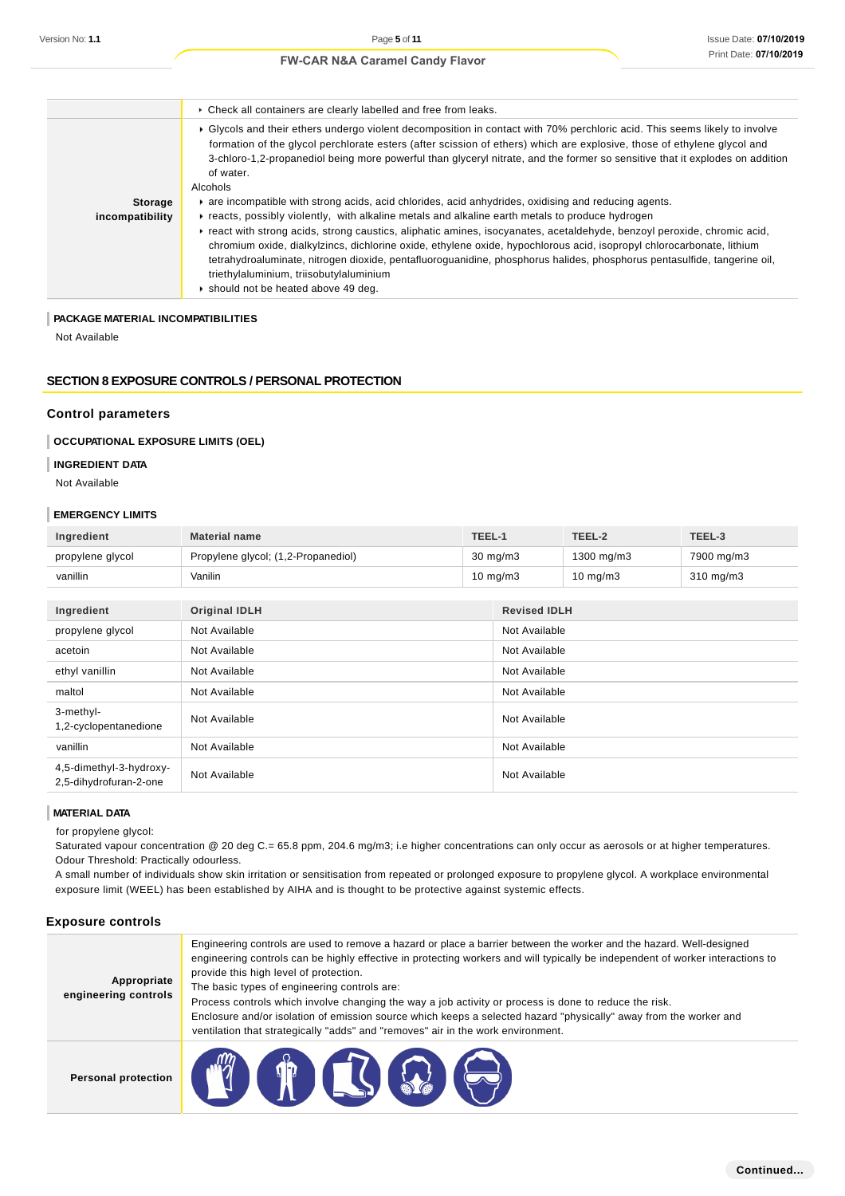| | |
|---|---|
| | - Check all containers are clearly labelled and free from leaks. |
| **Storage incompatibility** | - Glycols and their ethers undergo violent decomposition in contact with 70% perchloric acid. This seems likely to involve formation of the glycol perchlorate esters (after scission of ethers) which are explosive, those of ethylene glycol and 3-chloro-1,2-propanediol being more powerful than glyceryl nitrate, and the former so sensitive that it explodes on addition of water.<br>Alcohols<br>- are incompatible with strong acids, acid chlorides, acid anhydrides, oxidising and reducing agents.<br>- reacts, possibly violently, with alkaline metals and alkaline earth metals to produce hydrogen<br>- react with strong acids, strong caustics, aliphatic amines, isocyanates, acetaldehyde, benzoyl peroxide, chromic acid, chromium oxide, dialkylzincs, dichlorine oxide, ethylene oxide, hypochlorous acid, isopropyl chlorocarbonate, lithium tetrahydroaluminate, nitrogen dioxide, pentafluoroguanidine, phosphorus halides, phosphorus pentasulfide, tangerine oil, triethylaluminium, triisobutylaluminium<br>- should not be heated above 49 deg. |

#### PACKAGE MATERIAL INCOMPATIBILITIES

Not Available

## SECTION 8 EXPOSURE CONTROLS / PERSONAL PROTECTION

### Control parameters

#### OCCUPATIONAL EXPOSURE LIMITS (OEL)

#### INGREDIENT DATA

Not Available

#### EMERGENCY LIMITS

| Ingredient | Material name | TEEL-1 | TEEL-2 | TEEL-3 |
|---|---|---|---|---|
| propylene glycol | Propylene glycol; (1,2-Propanediol) | 30 mg/m3 | 1300 mg/m3 | 7900 mg/m3 |
| vanillin | Vanilin | 10 mg/m3 | 10 mg/m3 | 310 mg/m3 |

| Ingredient | Original IDLH | Revised IDLH |
|---|---|---|
| propylene glycol | Not Available | Not Available |
| acetoin | Not Available | Not Available |
| ethyl vanillin | Not Available | Not Available |
| maltol | Not Available | Not Available |
| 3-methyl-1,2-cyclopentanedione | Not Available | Not Available |
| vanillin | Not Available | Not Available |
| 4,5-dimethyl-3-hydroxy-2,5-dihydrofuran-2-one | Not Available | Not Available |

#### MATERIAL DATA

for propylene glycol:
Saturated vapour concentration @ 20 deg C.= 65.8 ppm, 204.6 mg/m3; i.e higher concentrations can only occur as aerosols or at higher temperatures.
Odour Threshold: Practically odourless.
A small number of individuals show skin irritation or sensitisation from repeated or prolonged exposure to propylene glycol. A workplace environmental exposure limit (WEEL) has been established by AIHA and is thought to be protective against systemic effects.

### Exposure controls

| | |
|---|---|
| **Appropriate engineering controls** | Engineering controls are used to remove a hazard or place a barrier between the worker and the hazard. Well-designed engineering controls can be highly effective in protecting workers and will typically be independent of worker interactions to provide this high level of protection.<br>The basic types of engineering controls are:<br>Process controls which involve changing the way a job activity or process is done to reduce the risk.<br>Enclosure and/or isolation of emission source which keeps a selected hazard "physically" away from the worker and ventilation that strategically "adds" and "removes" air in the work environment. |
| **Personal protection** | |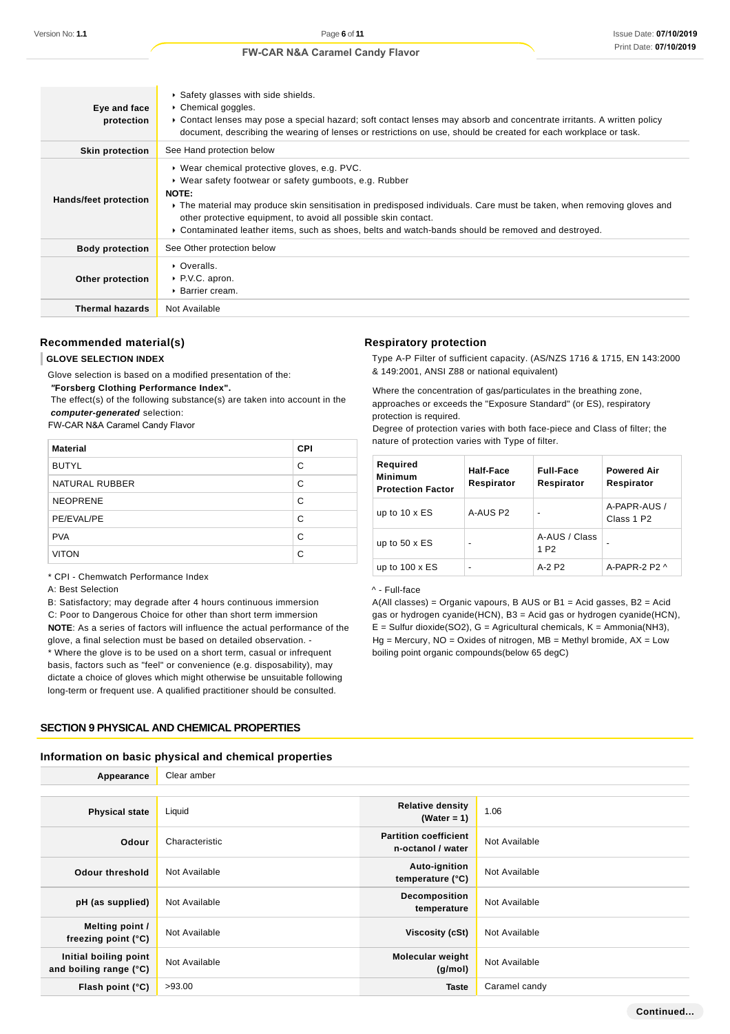| | |
|---|---|
| **Eye and face protection** | ▸ Safety glasses with side shields.<br>▸ Chemical goggles.<br>▸ Contact lenses may pose a special hazard; soft contact lenses may absorb and concentrate irritants. A written policy document, describing the wearing of lenses or restrictions on use, should be created for each workplace or task. |
| **Skin protection** | See Hand protection below |
| **Hands/feet protection** | ▸ Wear chemical protective gloves, e.g. PVC.<br>▸ Wear safety footwear or safety gumboots, e.g. Rubber<br>**NOTE:**<br>▸ The material may produce skin sensitisation in predisposed individuals. Care must be taken, when removing gloves and other protective equipment, to avoid all possible skin contact.<br>▸ Contaminated leather items, such as shoes, belts and watch-bands should be removed and destroyed. |
| **Body protection** | See Other protection below |
| **Other protection** | ▸ Overalls.<br>▸ P.V.C. apron.<br>▸ Barrier cream. |
| **Thermal hazards** | Not Available |

### Recommended material(s)

**GLOVE SELECTION INDEX**

Glove selection is based on a modified presentation of the:

***"Forsberg Clothing Performance Index".***

The effect(s) of the following substance(s) are taken into account in the ***computer-generated*** selection:

FW-CAR N&A Caramel Candy Flavor

| Material | CPI |
|---|---|
| BUTYL | C |
| NATURAL RUBBER | C |
| NEOPRENE | C |
| PE/EVAL/PE | C |
| PVA | C |
| VITON | C |

\* CPI - Chemwatch Performance Index

A: Best Selection

B: Satisfactory; may degrade after 4 hours continuous immersion

C: Poor to Dangerous Choice for other than short term immersion

**NOTE**: As a series of factors will influence the actual performance of the glove, a final selection must be based on detailed observation. -

\* Where the glove is to be used on a short term, casual or infrequent basis, factors such as "feel" or convenience (e.g. disposability), may dictate a choice of gloves which might otherwise be unsuitable following long-term or frequent use. A qualified practitioner should be consulted.

### Respiratory protection

Type A-P Filter of sufficient capacity. (AS/NZS 1716 & 1715, EN 143:2000 & 149:2001, ANSI Z88 or national equivalent)

Where the concentration of gas/particulates in the breathing zone, approaches or exceeds the "Exposure Standard" (or ES), respiratory protection is required.

Degree of protection varies with both face-piece and Class of filter; the nature of protection varies with Type of filter.

| Required Minimum Protection Factor | Half-Face Respirator | Full-Face Respirator | Powered Air Respirator |
|---|---|---|---|
| up to 10 x ES | A-AUS P2 | - | A-PAPR-AUS / Class 1 P2 |
| up to 50 x ES | - | A-AUS / Class 1 P2 | - |
| up to 100 x ES | - | A-2 P2 | A-PAPR-2 P2 ^ |

^ - Full-face

A(All classes) = Organic vapours, B AUS or B1 = Acid gasses, B2 = Acid gas or hydrogen cyanide(HCN), B3 = Acid gas or hydrogen cyanide(HCN), E = Sulfur dioxide($SO_2$), G = Agricultural chemicals, K = Ammonia($NH_3$), Hg = Mercury, NO = Oxides of nitrogen, MB = Methyl bromide, AX = Low boiling point organic compounds(below 65 degC)

## SECTION 9 PHYSICAL AND CHEMICAL PROPERTIES

### Information on basic physical and chemical properties

| | |
|---|---|
| **Appearance** | Clear amber |

| | | | |
|---|---|---|---|
| **Physical state** | Liquid | **Relative density (Water = 1)** | 1.06 |
| **Odour** | Characteristic | **Partition coefficient n-octanol / water** | Not Available |
| **Odour threshold** | Not Available | **Auto-ignition temperature (°C)** | Not Available |
| **pH (as supplied)** | Not Available | **Decomposition temperature** | Not Available |
| **Melting point / freezing point (°C)** | Not Available | **Viscosity (cSt)** | Not Available |
| **Initial boiling point and boiling range (°C)** | Not Available | **Molecular weight (g/mol)** | Not Available |
| **Flash point (°C)** | >93.00 | **Taste** | Caramel candy |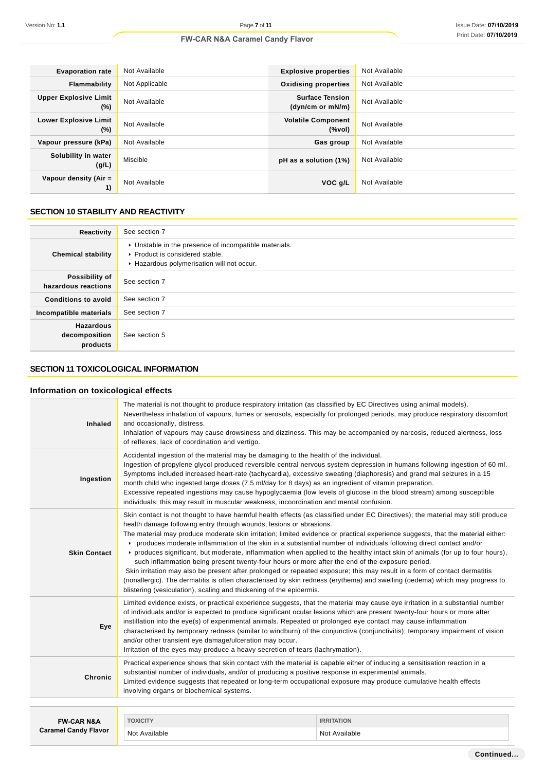| | | | |
|---|---|---|---|
| **Evaporation rate** | Not Available | **Explosive properties** | Not Available |
| **Flammability** | Not Applicable | **Oxidising properties** | Not Available |
| **Upper Explosive Limit (%)** | Not Available | **Surface Tension (dyn/cm or mN/m)** | Not Available |
| **Lower Explosive Limit (%)** | Not Available | **Volatile Component (%vol)** | Not Available |
| **Vapour pressure (kPa)** | Not Available | **Gas group** | Not Available |
| **Solubility in water (g/L)** | Miscible | **pH as a solution (1%)** | Not Available |
| **Vapour density (Air = 1)** | Not Available | **VOC g/L** | Not Available |

## SECTION 10 STABILITY AND REACTIVITY

| | |
|---|---|
| **Reactivity** | See section 7 |
| **Chemical stability** | ▸ Unstable in the presence of incompatible materials.<br>▸ Product is considered stable.<br>▸ Hazardous polymerisation will not occur. |
| **Possibility of hazardous reactions** | See section 7 |
| **Conditions to avoid** | See section 7 |
| **Incompatible materials** | See section 7 |
| **Hazardous decomposition products** | See section 5 |

## SECTION 11 TOXICOLOGICAL INFORMATION

### Information on toxicological effects

| | |
|---|---|
| **Inhaled** | The material is not thought to produce respiratory irritation (as classified by EC Directives using animal models). Nevertheless inhalation of vapours, fumes or aerosols, especially for prolonged periods, may produce respiratory discomfort and occasionally, distress.<br>Inhalation of vapours may cause drowsiness and dizziness. This may be accompanied by narcosis, reduced alertness, loss of reflexes, lack of coordination and vertigo. |
| **Ingestion** | Accidental ingestion of the material may be damaging to the health of the individual.<br>Ingestion of propylene glycol produced reversible central nervous system depression in humans following ingestion of 60 ml. Symptoms included increased heart-rate (tachycardia), excessive sweating (diaphoresis) and grand mal seizures in a 15 month child who ingested large doses (7.5 ml/day for 8 days) as an ingredient of vitamin preparation.<br>Excessive repeated ingestions may cause hypoglycaemia (low levels of glucose in the blood stream) among susceptible individuals; this may result in muscular weakness, incoordination and mental confusion. |
| **Skin Contact** | Skin contact is not thought to have harmful health effects (as classified under EC Directives); the material may still produce health damage following entry through wounds, lesions or abrasions.<br>The material may produce moderate skin irritation; but limited evidence or practical experience suggests, that the material either:<br>▸ produces moderate inflammation of the skin in a substantial number of individuals following direct contact and/or<br>▸ produces significant, but moderate, inflammation when applied to the healthy intact skin of animals (for up to four hours), such inflammation being present twenty-four hours or more after the end of the exposure period.<br>Skin irritation may also be present after prolonged or repeated exposure; this may result in a form of contact dermatitis (nonallergic). The dermatitis is often characterised by skin redness (erythema) and swelling (oedema) which may progress to blistering (vesiculation), scaling and thickening of the epidermis. |
| **Eye** | Limited evidence exists, or practical experience suggests, that the material may cause eye irritation in a substantial number of individuals and/or is expected to produce significant ocular lesions which are present twenty-four hours or more after instillation into the eye(s) of experimental animals. Repeated or prolonged eye contact may cause inflammation characterised by temporary redness (similar to windburn) of the conjunctiva (conjunctivitis); temporary impairment of vision and/or other transient eye damage/ulceration may occur.<br>Irritation of the eyes may produce a heavy secretion of tears (lachrymation). |
| **Chronic** | Practical experience shows that skin contact with the material is capable either of inducing a sensitisation reaction in a substantial number of individuals, and/or of producing a positive response in experimental animals.<br>Limited evidence suggests that repeated or long-term occupational exposure may produce cumulative health effects involving organs or biochemical systems. |

| **FW-CAR N&A Caramel Candy Flavor** | TOXICITY | IRRITATION |
|---|---|---|
| | Not Available | Not Available |

Continued...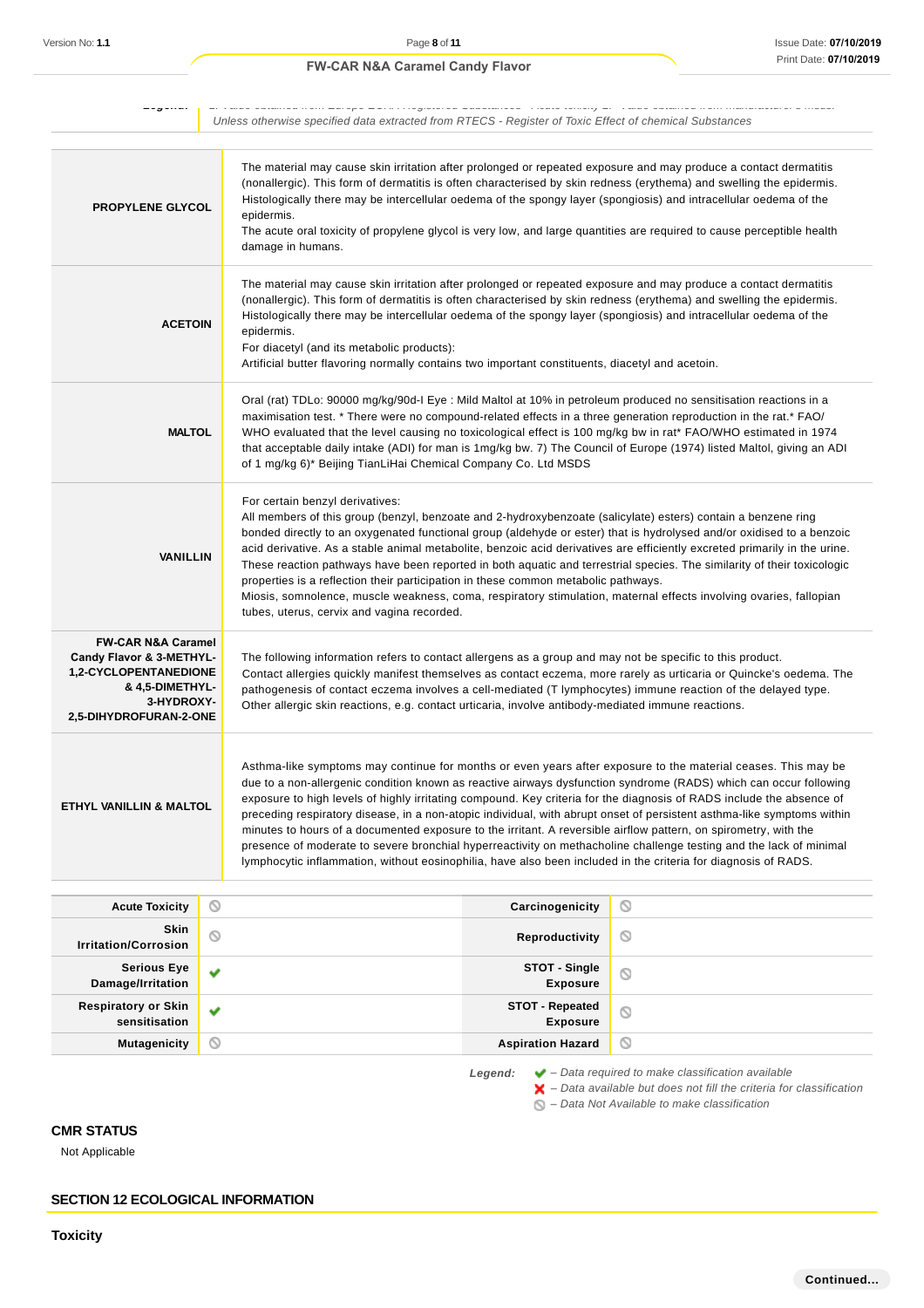Unless otherwise specified data extracted from RTECS - Register of Toxic Effect of chemical Substances

| | |
|---|---|
| **PROPYLENE GLYCOL** | The material may cause skin irritation after prolonged or repeated exposure and may produce a contact dermatitis (nonallergic). This form of dermatitis is often characterised by skin redness (erythema) and swelling the epidermis. Histologically there may be intercellular oedema of the spongy layer (spongiosis) and intracellular oedema of the epidermis.<br>The acute oral toxicity of propylene glycol is very low, and large quantities are required to cause perceptible health damage in humans. |
| **ACETOIN** | The material may cause skin irritation after prolonged or repeated exposure and may produce a contact dermatitis (nonallergic). This form of dermatitis is often characterised by skin redness (erythema) and swelling the epidermis. Histologically there may be intercellular oedema of the spongy layer (spongiosis) and intracellular oedema of the epidermis.<br>For diacetyl (and its metabolic products):<br>Artificial butter flavoring normally contains two important constituents, diacetyl and acetoin. |
| **MALTOL** | Oral (rat) TDLo: 90000 mg/kg/90d-I Eye : Mild Maltol at 10% in petroleum produced no sensitisation reactions in a maximisation test. * There were no compound-related effects in a three generation reproduction in the rat.* FAO/ WHO evaluated that the level causing no toxicological effect is 100 mg/kg bw in rat* FAO/WHO estimated in 1974 that acceptable daily intake (ADI) for man is 1mg/kg bw. 7) The Council of Europe (1974) listed Maltol, giving an ADI of 1 mg/kg 6)* Beijing TianLiHai Chemical Company Co. Ltd MSDS |
| **VANILLIN** | For certain benzyl derivatives:<br>All members of this group (benzyl, benzoate and 2-hydroxybenzoate (salicylate) esters) contain a benzene ring bonded directly to an oxygenated functional group (aldehyde or ester) that is hydrolysed and/or oxidised to a benzoic acid derivative. As a stable animal metabolite, benzoic acid derivatives are efficiently excreted primarily in the urine. These reaction pathways have been reported in both aquatic and terrestrial species. The similarity of their toxicologic properties is a reflection their participation in these common metabolic pathways.<br>Miosis, somnolence, muscle weakness, coma, respiratory stimulation, maternal effects involving ovaries, fallopian tubes, uterus, cervix and vagina recorded. |
| **FW-CAR N&A Caramel Candy Flavor & 3-METHYL-1,2-CYCLOPENTANEDIONE & 4,5-DIMETHYL-3-HYDROXY-2,5-DIHYDROFURAN-2-ONE** | The following information refers to contact allergens as a group and may not be specific to this product.<br>Contact allergies quickly manifest themselves as contact eczema, more rarely as urticaria or Quincke's oedema. The pathogenesis of contact eczema involves a cell-mediated (T lymphocytes) immune reaction of the delayed type. Other allergic skin reactions, e.g. contact urticaria, involve antibody-mediated immune reactions. |
| **ETHYL VANILLIN & MALTOL** | Asthma-like symptoms may continue for months or even years after exposure to the material ceases. This may be due to a non-allergenic condition known as reactive airways dysfunction syndrome (RADS) which can occur following exposure to high levels of highly irritating compound. Key criteria for the diagnosis of RADS include the absence of preceding respiratory disease, in a non-atopic individual, with abrupt onset of persistent asthma-like symptoms within minutes to hours of a documented exposure to the irritant. A reversible airflow pattern, on spirometry, with the presence of moderate to severe bronchial hyperreactivity on methacholine challenge testing and the lack of minimal lymphocytic inflammation, without eosinophilia, have also been included in the criteria for diagnosis of RADS. |

| | | | |
|---|---|---|---|
| **Acute Toxicity** | ⃠ | **Carcinogenicity** | ⃠ |
| **Skin Irritation/Corrosion** | ⃠ | **Reproductivity** | ⃠ |
| **Serious Eye Damage/Irritation** | ✔ | **STOT - Single Exposure** | ⃠ |
| **Respiratory or Skin sensitisation** | ✔ | **STOT - Repeated Exposure** | ⃠ |
| **Mutagenicity** | ⃠ | **Aspiration Hazard** | ⃠ |

*Legend:*
- ✔ – *Data required to make classification available*
- ✘ – *Data available but does not fill the criteria for classification*
- ⃠ – *Data Not Available to make classification*

## CMR STATUS

Not Applicable

## SECTION 12 ECOLOGICAL INFORMATION

### Toxicity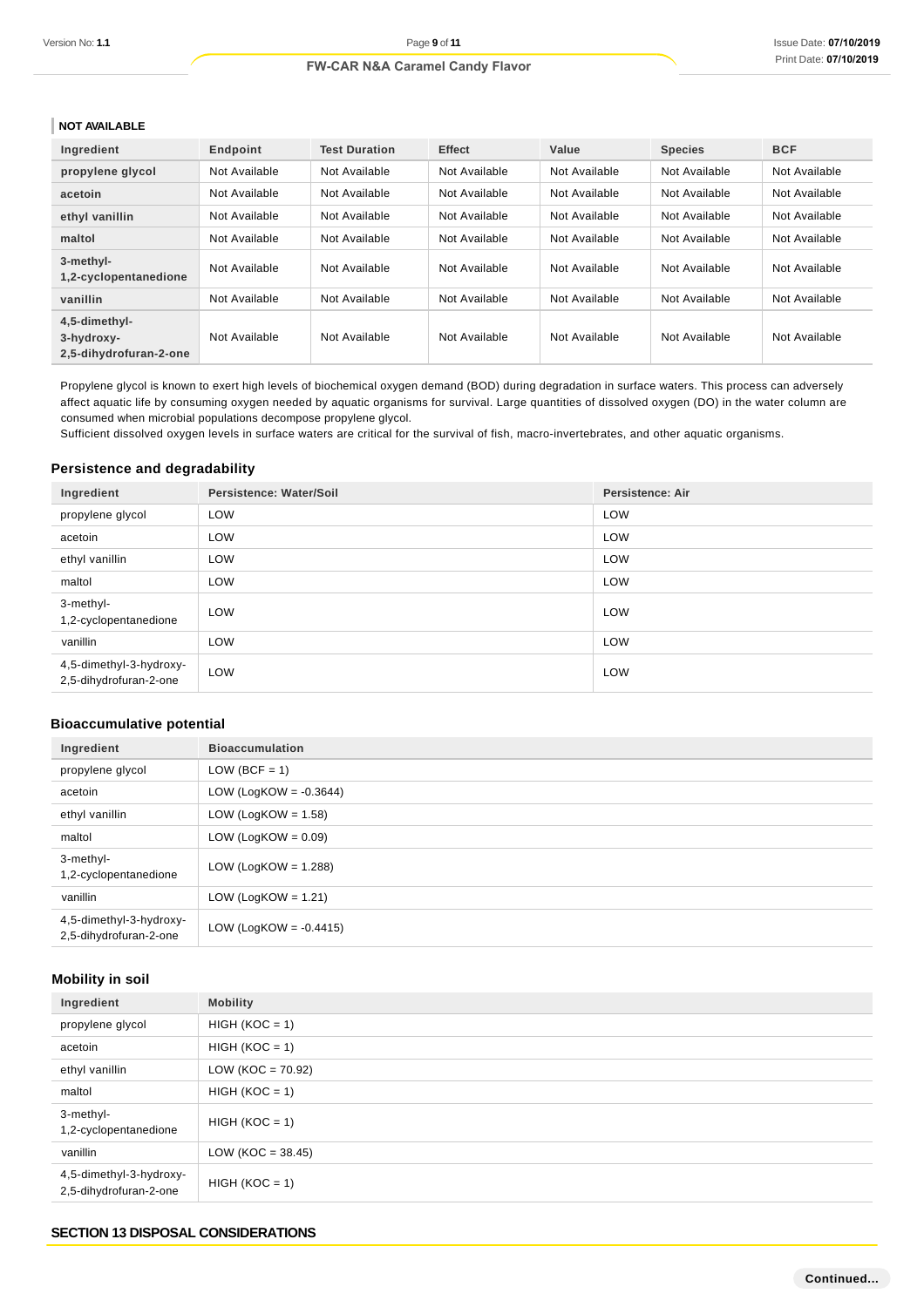**NOT AVAILABLE**

| Ingredient | Endpoint | Test Duration | Effect | Value | Species | BCF |
|---|---|---|---|---|---|---|
| propylene glycol | Not Available | Not Available | Not Available | Not Available | Not Available | Not Available |
| acetoin | Not Available | Not Available | Not Available | Not Available | Not Available | Not Available |
| ethyl vanillin | Not Available | Not Available | Not Available | Not Available | Not Available | Not Available |
| maltol | Not Available | Not Available | Not Available | Not Available | Not Available | Not Available |
| 3-methyl-1,2-cyclopentanedione | Not Available | Not Available | Not Available | Not Available | Not Available | Not Available |
| vanillin | Not Available | Not Available | Not Available | Not Available | Not Available | Not Available |
| 4,5-dimethyl-3-hydroxy-2,5-dihydrofuran-2-one | Not Available | Not Available | Not Available | Not Available | Not Available | Not Available |

Propylene glycol is known to exert high levels of biochemical oxygen demand (BOD) during degradation in surface waters. This process can adversely affect aquatic life by consuming oxygen needed by aquatic organisms for survival. Large quantities of dissolved oxygen (DO) in the water column are consumed when microbial populations decompose propylene glycol.
Sufficient dissolved oxygen levels in surface waters are critical for the survival of fish, macro-invertebrates, and other aquatic organisms.

### Persistence and degradability

| Ingredient | Persistence: Water/Soil | Persistence: Air |
|---|---|---|
| propylene glycol | LOW | LOW |
| acetoin | LOW | LOW |
| ethyl vanillin | LOW | LOW |
| maltol | LOW | LOW |
| 3-methyl-1,2-cyclopentanedione | LOW | LOW |
| vanillin | LOW | LOW |
| 4,5-dimethyl-3-hydroxy-2,5-dihydrofuran-2-one | LOW | LOW |

### Bioaccumulative potential

| Ingredient | Bioaccumulation |
|---|---|
| propylene glycol | LOW (BCF = 1) |
| acetoin | LOW (LogKOW = -0.3644) |
| ethyl vanillin | LOW (LogKOW = 1.58) |
| maltol | LOW (LogKOW = 0.09) |
| 3-methyl-1,2-cyclopentanedione | LOW (LogKOW = 1.288) |
| vanillin | LOW (LogKOW = 1.21) |
| 4,5-dimethyl-3-hydroxy-2,5-dihydrofuran-2-one | LOW (LogKOW = -0.4415) |

### Mobility in soil

| Ingredient | Mobility |
|---|---|
| propylene glycol | HIGH (KOC = 1) |
| acetoin | HIGH (KOC = 1) |
| ethyl vanillin | LOW (KOC = 70.92) |
| maltol | HIGH (KOC = 1) |
| 3-methyl-1,2-cyclopentanedione | HIGH (KOC = 1) |
| vanillin | LOW (KOC = 38.45) |
| 4,5-dimethyl-3-hydroxy-2,5-dihydrofuran-2-one | HIGH (KOC = 1) |

## SECTION 13 DISPOSAL CONSIDERATIONS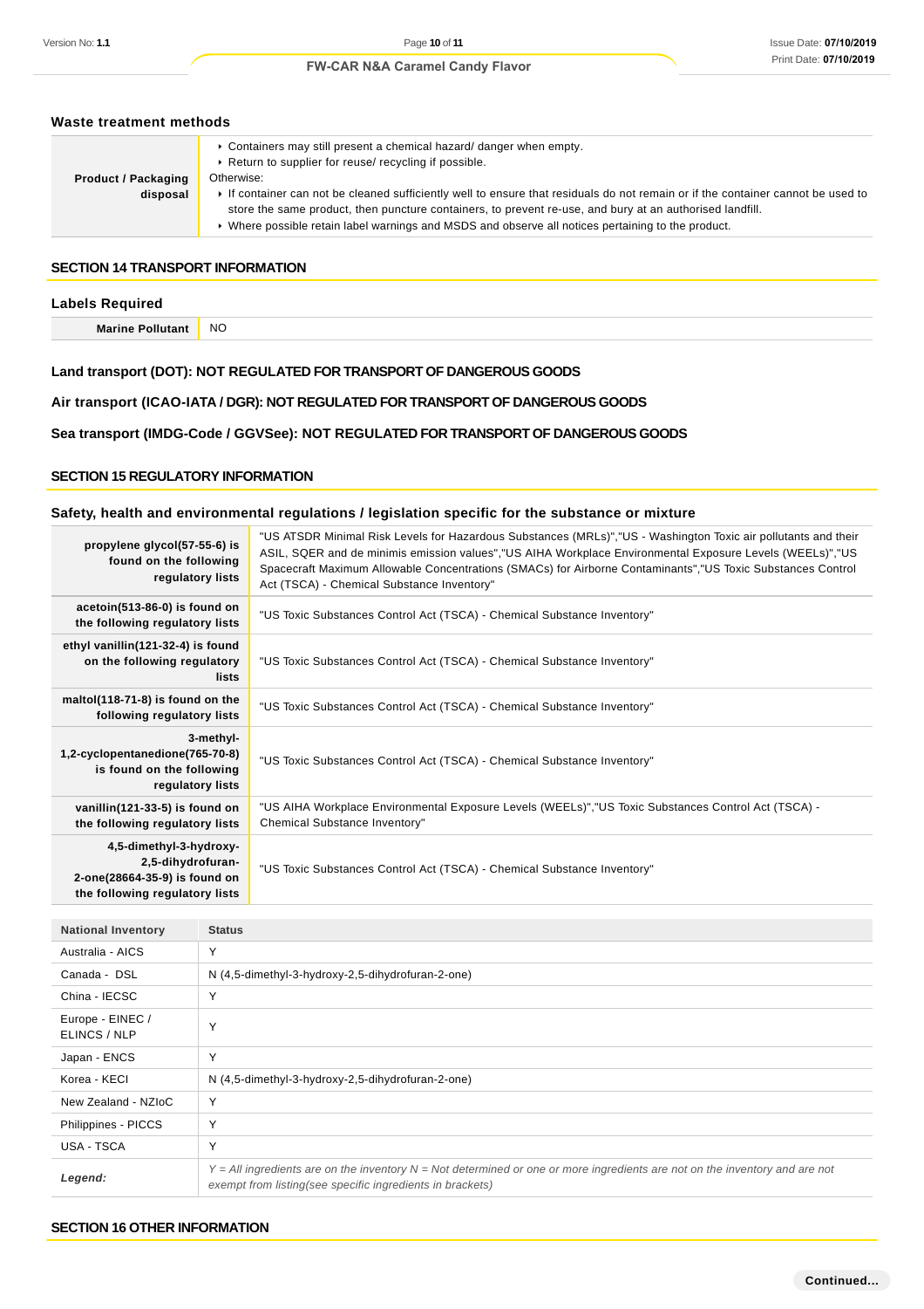### Waste treatment methods

| | |
|---|---|
| **Product / Packaging disposal** | ▸ Containers may still present a chemical hazard/ danger when empty.<br>▸ Return to supplier for reuse/ recycling if possible.<br>Otherwise:<br>▸ If container can not be cleaned sufficiently well to ensure that residuals do not remain or if the container cannot be used to store the same product, then puncture containers, to prevent re-use, and bury at an authorised landfill.<br>▸ Where possible retain label warnings and MSDS and observe all notices pertaining to the product. |

## SECTION 14 TRANSPORT INFORMATION

### Labels Required

| | |
|---|---|
| **Marine Pollutant** | NO |

**Land transport (DOT): NOT REGULATED FOR TRANSPORT OF DANGEROUS GOODS**

**Air transport (ICAO-IATA / DGR): NOT REGULATED FOR TRANSPORT OF DANGEROUS GOODS**

**Sea transport (IMDG-Code / GGVSee): NOT REGULATED FOR TRANSPORT OF DANGEROUS GOODS**

## SECTION 15 REGULATORY INFORMATION

### Safety, health and environmental regulations / legislation specific for the substance or mixture

| | |
|---|---|
| **propylene glycol(57-55-6) is found on the following regulatory lists** | "US ATSDR Minimal Risk Levels for Hazardous Substances (MRLs)","US - Washington Toxic air pollutants and their ASIL, SQER and de minimis emission values","US AIHA Workplace Environmental Exposure Levels (WEELs)","US Spacecraft Maximum Allowable Concentrations (SMACs) for Airborne Contaminants","US Toxic Substances Control Act (TSCA) - Chemical Substance Inventory" |
| **acetoin(513-86-0) is found on the following regulatory lists** | "US Toxic Substances Control Act (TSCA) - Chemical Substance Inventory" |
| **ethyl vanillin(121-32-4) is found on the following regulatory lists** | "US Toxic Substances Control Act (TSCA) - Chemical Substance Inventory" |
| **maltol(118-71-8) is found on the following regulatory lists** | "US Toxic Substances Control Act (TSCA) - Chemical Substance Inventory" |
| **3-methyl-1,2-cyclopentanedione(765-70-8) is found on the following regulatory lists** | "US Toxic Substances Control Act (TSCA) - Chemical Substance Inventory" |
| **vanillin(121-33-5) is found on the following regulatory lists** | "US AIHA Workplace Environmental Exposure Levels (WEELs)","US Toxic Substances Control Act (TSCA) - Chemical Substance Inventory" |
| **4,5-dimethyl-3-hydroxy-2,5-dihydrofuran-2-one(28664-35-9) is found on the following regulatory lists** | "US Toxic Substances Control Act (TSCA) - Chemical Substance Inventory" |

| National Inventory | Status |
|---|---|
| Australia - AICS | Y |
| Canada - DSL | N (4,5-dimethyl-3-hydroxy-2,5-dihydrofuran-2-one) |
| China - IECSC | Y |
| Europe - EINEC / ELINCS / NLP | Y |
| Japan - ENCS | Y |
| Korea - KECI | N (4,5-dimethyl-3-hydroxy-2,5-dihydrofuran-2-one) |
| New Zealand - NZIoC | Y |
| Philippines - PICCS | Y |
| USA - TSCA | Y |
| ***Legend:*** | *Y = All ingredients are on the inventory N = Not determined or one or more ingredients are not on the inventory and are not exempt from listing(see specific ingredients in brackets)* |

## SECTION 16 OTHER INFORMATION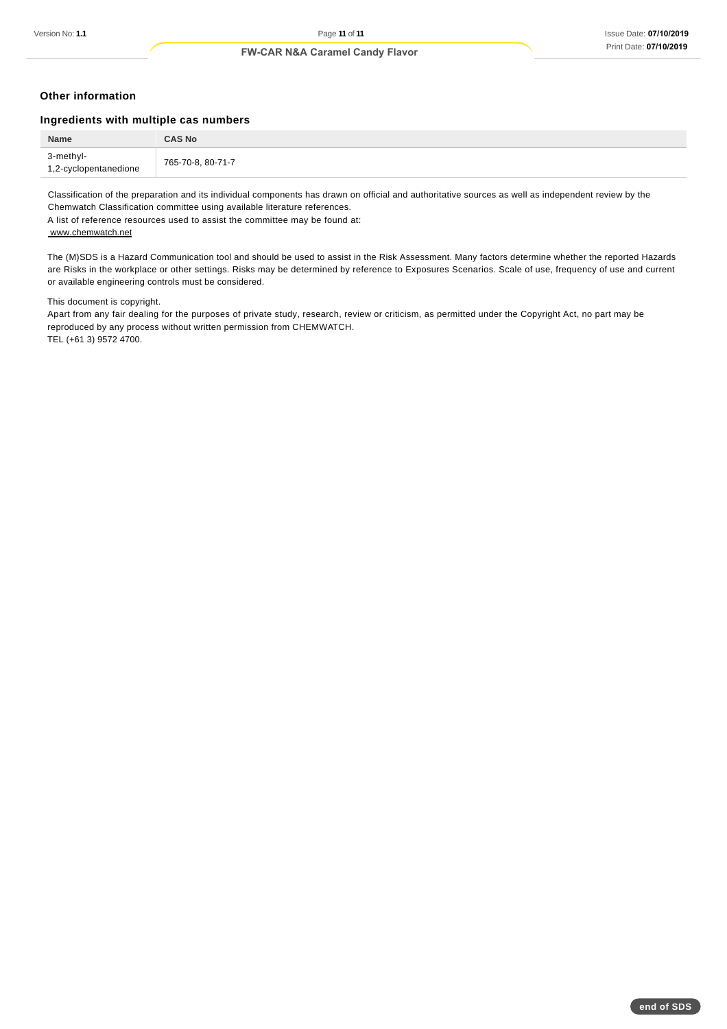## Other information

### Ingredients with multiple cas numbers

| Name | CAS No |
|---|---|
| 3-methyl-1,2-cyclopentanedione | 765-70-8, 80-71-7 |

Classification of the preparation and its individual components has drawn on official and authoritative sources as well as independent review by the Chemwatch Classification committee using available literature references.
A list of reference resources used to assist the committee may be found at:
www.chemwatch.net

The (M)SDS is a Hazard Communication tool and should be used to assist in the Risk Assessment. Many factors determine whether the reported Hazards are Risks in the workplace or other settings. Risks may be determined by reference to Exposures Scenarios. Scale of use, frequency of use and current or available engineering controls must be considered.

This document is copyright.
Apart from any fair dealing for the purposes of private study, research, review or criticism, as permitted under the Copyright Act, no part may be reproduced by any process without written permission from CHEMWATCH.
TEL (+61 3) 9572 4700.

end of SDS